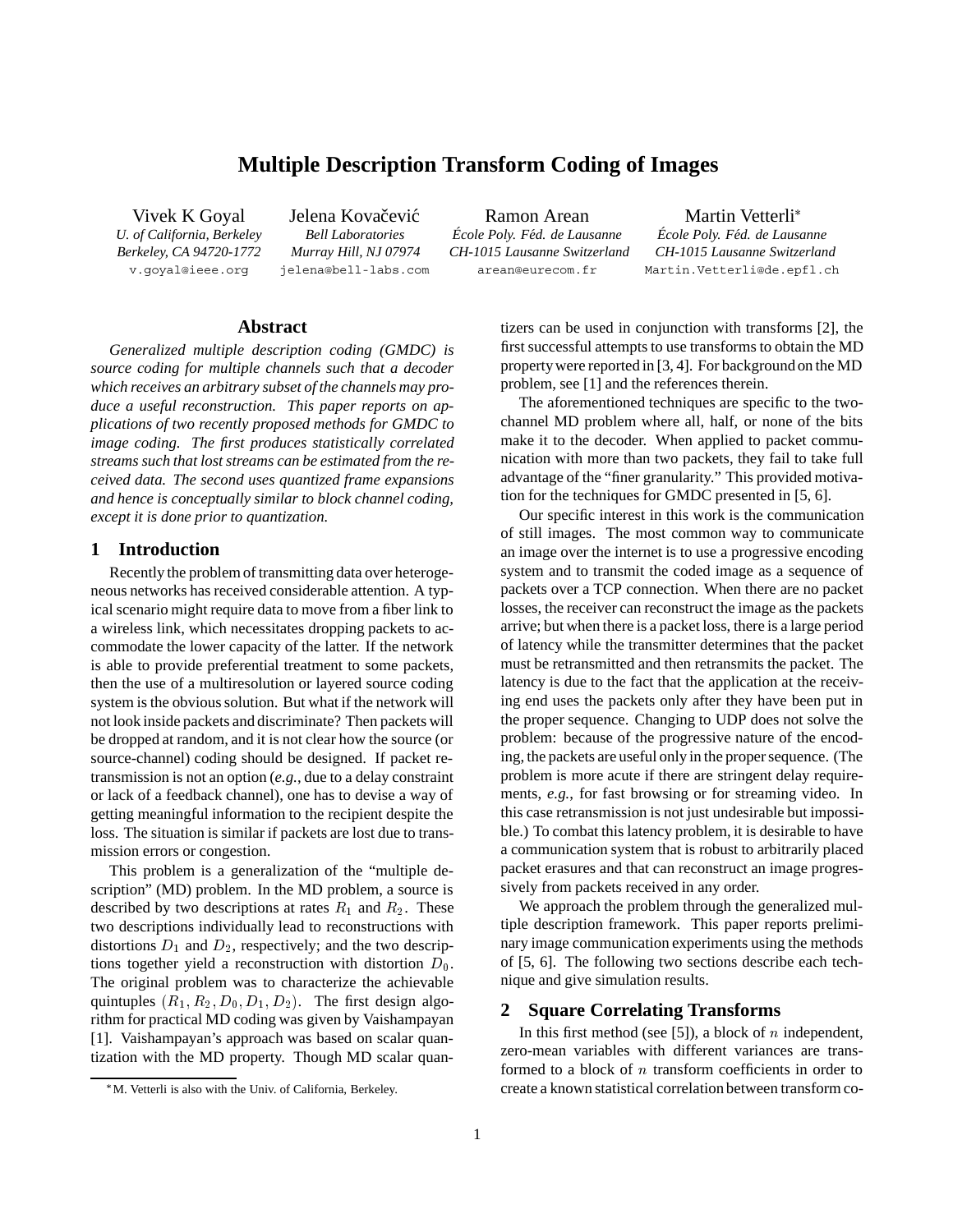# Multiple Description Transform Coding of Images

Vivek K Goyal
*U. of California, Berkeley*
*Berkeley, CA 94720-1772*
v.goyal@ieee.org

Jelena Kovačević
*Bell Laboratories*
*Murray Hill, NJ 07974*
jelena@bell-labs.com

Ramon Arean
*École Poly. Féd. de Lausanne*
*CH-1015 Lausanne Switzerland*
arean@eurecom.fr

Martin Vetterli*
*École Poly. Féd. de Lausanne*
*CH-1015 Lausanne Switzerland*
Martin.Vetterli@de.epfl.ch

## Abstract

*Generalized multiple description coding (GMDC) is source coding for multiple channels such that a decoder which receives an arbitrary subset of the channels may produce a useful reconstruction. This paper reports on applications of two recently proposed methods for GMDC to image coding. The first produces statistically correlated streams such that lost streams can be estimated from the received data. The second uses quantized frame expansions and hence is conceptually similar to block channel coding, except it is done prior to quantization.*

## 1 Introduction

Recently the problem of transmitting data over heterogeneous networks has received considerable attention. A typical scenario might require data to move from a fiber link to a wireless link, which necessitates dropping packets to accommodate the lower capacity of the latter. If the network is able to provide preferential treatment to some packets, then the use of a multiresolution or layered source coding system is the obvious solution. But what if the network will not look inside packets and discriminate? Then packets will be dropped at random, and it is not clear how the source (or source-channel) coding should be designed. If packet retransmission is not an option (*e.g.*, due to a delay constraint or lack of a feedback channel), one has to devise a way of getting meaningful information to the recipient despite the loss. The situation is similar if packets are lost due to transmission errors or congestion.

This problem is a generalization of the "multiple description" (MD) problem. In the MD problem, a source is described by two descriptions at rates $R_1$ and $R_2$. These two descriptions individually lead to reconstructions with distortions $D_1$ and $D_2$, respectively; and the two descriptions together yield a reconstruction with distortion $D_0$. The original problem was to characterize the achievable quintuples $(R_1, R_2, D_0, D_1, D_2)$. The first design algorithm for practical MD coding was given by Vaishampayan [1]. Vaishampayan's approach was based on scalar quantization with the MD property. Though MD scalar quantizers can be used in conjunction with transforms [2], the first successful attempts to use transforms to obtain the MD property were reported in [3, 4]. For background on the MD problem, see [1] and the references therein.

The aforementioned techniques are specific to the two-channel MD problem where all, half, or none of the bits make it to the decoder. When applied to packet communication with more than two packets, they fail to take full advantage of the "finer granularity." This provided motivation for the techniques for GMDC presented in [5, 6].

Our specific interest in this work is the communication of still images. The most common way to communicate an image over the internet is to use a progressive encoding system and to transmit the coded image as a sequence of packets over a TCP connection. When there are no packet losses, the receiver can reconstruct the image as the packets arrive; but when there is a packet loss, there is a large period of latency while the transmitter determines that the packet must be retransmitted and then retransmits the packet. The latency is due to the fact that the application at the receiving end uses the packets only after they have been put in the proper sequence. Changing to UDP does not solve the problem: because of the progressive nature of the encoding, the packets are useful only in the proper sequence. (The problem is more acute if there are stringent delay requirements, *e.g.*, for fast browsing or for streaming video. In this case retransmission is not just undesirable but impossible.) To combat this latency problem, it is desirable to have a communication system that is robust to arbitrarily placed packet erasures and that can reconstruct an image progressively from packets received in any order.

We approach the problem through the generalized multiple description framework. This paper reports preliminary image communication experiments using the methods of [5, 6]. The following two sections describe each technique and give simulation results.

## 2 Square Correlating Transforms

In this first method (see [5]), a block of $n$ independent, zero-mean variables with different variances are transformed to a block of $n$ transform coefficients in order to create a known statistical correlation between transform co-

*M. Vetterli is also with the Univ. of California, Berkeley.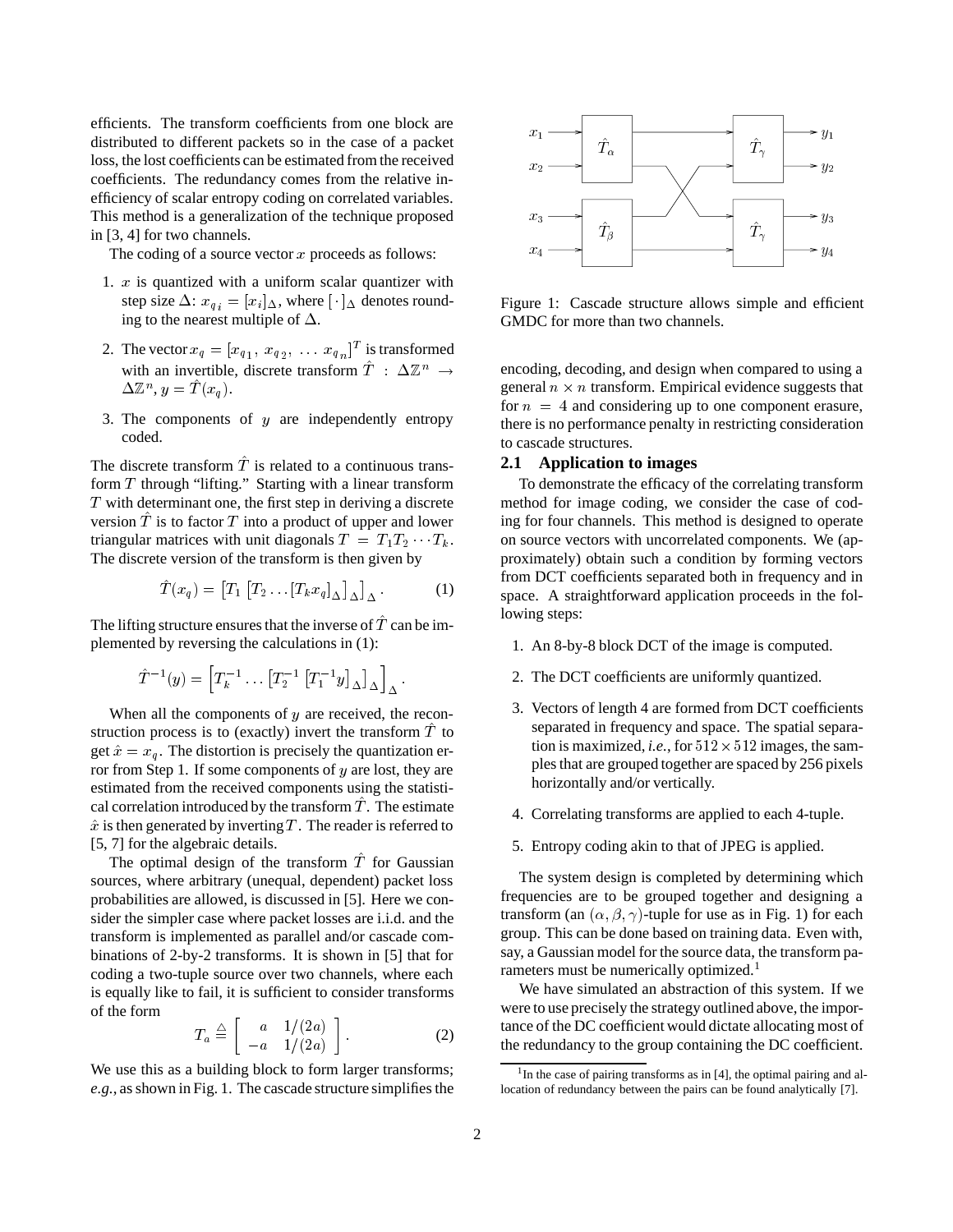efficients. The transform coefficients from one block are distributed to different packets so in the case of a packet loss, the lost coefficients can be estimated from the received coefficients. The redundancy comes from the relative inefficiency of scalar entropy coding on correlated variables. This method is a generalization of the technique proposed in [3, 4] for two channels.

The coding of a source vector $x$ proceeds as follows:

1. $x$ is quantized with a uniform scalar quantizer with step size $\Delta$: $x_{q\,i} = [x_i]_\Delta$, where $[\cdot]_\Delta$ denotes rounding to the nearest multiple of $\Delta$.
2. The vector $x_q = [x_{q\,1},\, x_{q\,2},\, \ldots\, x_{q\,n}]^T$ is transformed with an invertible, discrete transform $\hat{T} : \Delta\mathbb{Z}^n \to \Delta\mathbb{Z}^n$, $y = \hat{T}(x_q)$.
3. The components of $y$ are independently entropy coded.

The discrete transform $\hat{T}$ is related to a continuous transform $T$ through "lifting." Starting with a linear transform $T$ with determinant one, the first step in deriving a discrete version $\hat{T}$ is to factor $T$ into a product of upper and lower triangular matrices with unit diagonals $T = T_1 T_2 \cdots T_k$. The discrete version of the transform is then given by

$$\hat{T}(x_q) = \left[T_1 \left[T_2 \ldots [T_k x_q]_\Delta\right]_\Delta\right]_\Delta. \tag{1}$$

The lifting structure ensures that the inverse of $\hat{T}$ can be implemented by reversing the calculations in (1):

$$\hat{T}^{-1}(y) = \left[T_k^{-1} \ldots \left[T_2^{-1}\left[T_1^{-1} y\right]_\Delta\right]_\Delta\right]_\Delta.$$

When all the components of $y$ are received, the reconstruction process is to (exactly) invert the transform $\hat{T}$ to get $\hat{x} = x_q$. The distortion is precisely the quantization error from Step 1. If some components of $y$ are lost, they are estimated from the received components using the statistical correlation introduced by the transform $\hat{T}$. The estimate $\hat{x}$ is then generated by inverting $T$. The reader is referred to [5, 7] for the algebraic details.

The optimal design of the transform $\hat{T}$ for Gaussian sources, where arbitrary (unequal, dependent) packet loss probabilities are allowed, is discussed in [5]. Here we consider the simpler case where packet losses are i.i.d. and the transform is implemented as parallel and/or cascade combinations of 2-by-2 transforms. It is shown in [5] that for coding a two-tuple source over two channels, where each is equally like to fail, it is sufficient to consider transforms of the form

$$T_a \triangleq \begin{bmatrix} a & 1/(2a) \\ -a & 1/(2a) \end{bmatrix}. \tag{2}$$

We use this as a building block to form larger transforms; *e.g.*, as shown in Fig. 1. The cascade structure simplifies the encoding, decoding, and design when compared to using a general $n \times n$ transform. Empirical evidence suggests that for $n = 4$ and considering up to one component erasure, there is no performance penalty in restricting consideration to cascade structures.

Figure 1: Cascade structure allows simple and efficient GMDC for more than two channels.

### 2.1 Application to images

To demonstrate the efficacy of the correlating transform method for image coding, we consider the case of coding for four channels. This method is designed to operate on source vectors with uncorrelated components. We (approximately) obtain such a condition by forming vectors from DCT coefficients separated both in frequency and in space. A straightforward application proceeds in the following steps:

1. An 8-by-8 block DCT of the image is computed.
2. The DCT coefficients are uniformly quantized.
3. Vectors of length 4 are formed from DCT coefficients separated in frequency and space. The spatial separation is maximized, *i.e.*, for $512 \times 512$ images, the samples that are grouped together are spaced by 256 pixels horizontally and/or vertically.
4. Correlating transforms are applied to each 4-tuple.
5. Entropy coding akin to that of JPEG is applied.

The system design is completed by determining which frequencies are to be grouped together and designing a transform (an $(\alpha, \beta, \gamma)$-tuple for use as in Fig. 1) for each group. This can be done based on training data. Even with, say, a Gaussian model for the source data, the transform parameters must be numerically optimized.[1]

We have simulated an abstraction of this system. If we were to use precisely the strategy outlined above, the importance of the DC coefficient would dictate allocating most of the redundancy to the group containing the DC coefficient.

[1] In the case of pairing transforms as in [4], the optimal pairing and allocation of redundancy between the pairs can be found analytically [7].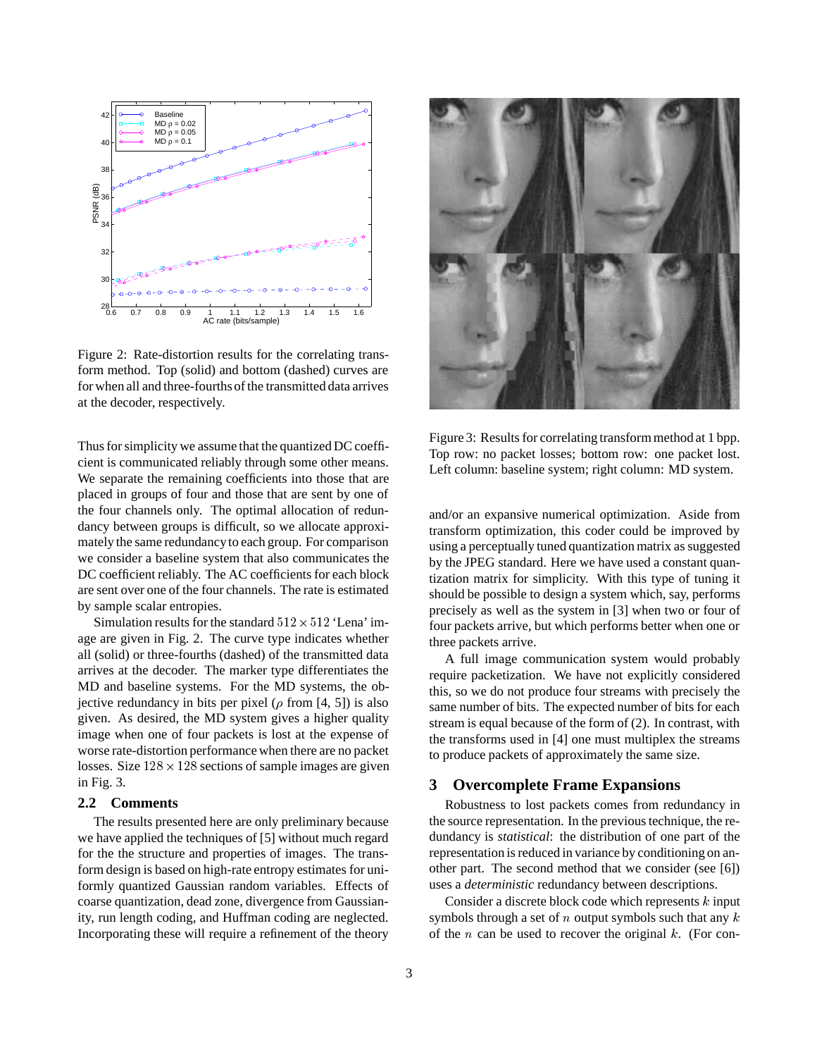Figure 2: Rate-distortion results for the correlating transform method. Top (solid) and bottom (dashed) curves are for when all and three-fourths of the transmitted data arrives at the decoder, respectively.

Thus for simplicity we assume that the quantized DC coefficient is communicated reliably through some other means. We separate the remaining coefficients into those that are placed in groups of four and those that are sent by one of the four channels only. The optimal allocation of redundancy between groups is difficult, so we allocate approximately the same redundancy to each group. For comparison we consider a baseline system that also communicates the DC coefficient reliably. The AC coefficients for each block are sent over one of the four channels. The rate is estimated by sample scalar entropies.

Simulation results for the standard $512 \times 512$ 'Lena' image are given in Fig. 2. The curve type indicates whether all (solid) or three-fourths (dashed) of the transmitted data arrives at the decoder. The marker type differentiates the MD and baseline systems. For the MD systems, the objective redundancy in bits per pixel ($\rho$ from [4, 5]) is also given. As desired, the MD system gives a higher quality image when one of four packets is lost at the expense of worse rate-distortion performance when there are no packet losses. Size $128 \times 128$ sections of sample images are given in Fig. 3.

### 2.2 Comments

The results presented here are only preliminary because we have applied the techniques of [5] without much regard for the the structure and properties of images. The transform design is based on high-rate entropy estimates for uniformly quantized Gaussian random variables. Effects of coarse quantization, dead zone, divergence from Gaussianity, run length coding, and Huffman coding are neglected. Incorporating these will require a refinement of the theory and/or an expansive numerical optimization. Aside from transform optimization, this coder could be improved by using a perceptually tuned quantization matrix as suggested by the JPEG standard. Here we have used a constant quantization matrix for simplicity. With this type of tuning it should be possible to design a system which, say, performs precisely as well as the system in [3] when two or four of four packets arrive, but which performs better when one or three packets arrive.

Figure 3: Results for correlating transform method at 1 bpp. Top row: no packet losses; bottom row: one packet lost. Left column: baseline system; right column: MD system.

A full image communication system would probably require packetization. We have not explicitly considered this, so we do not produce four streams with precisely the same number of bits. The expected number of bits for each stream is equal because of the form of (2). In contrast, with the transforms used in [4] one must multiplex the streams to produce packets of approximately the same size.

## 3 Overcomplete Frame Expansions

Robustness to lost packets comes from redundancy in the source representation. In the previous technique, the redundancy is *statistical*: the distribution of one part of the representation is reduced in variance by conditioning on another part. The second method that we consider (see [6]) uses a *deterministic* redundancy between descriptions.

Consider a discrete block code which represents $k$ input symbols through a set of $n$ output symbols such that any $k$ of the $n$ can be used to recover the original $k$. (For con-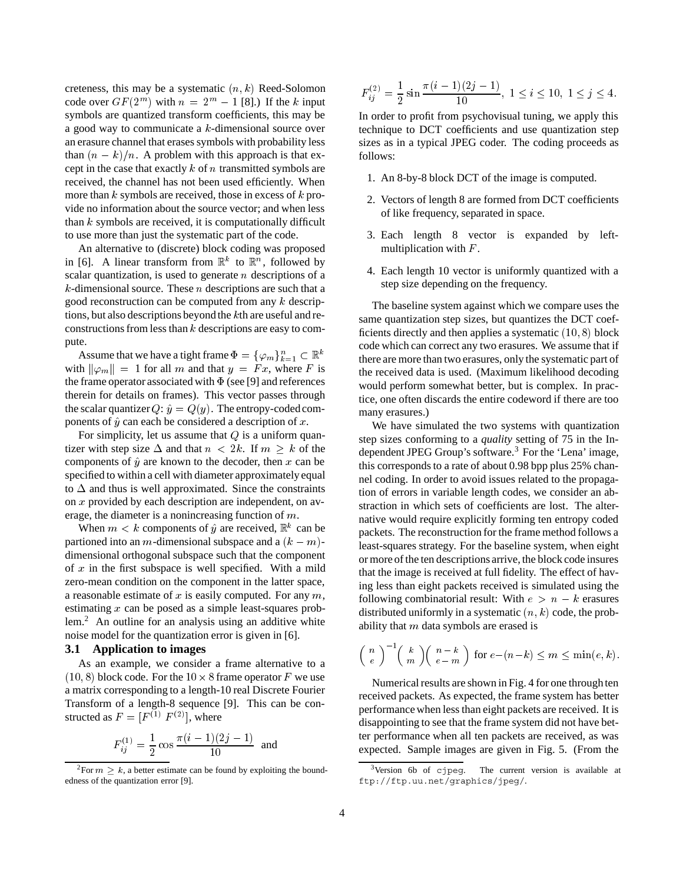creteness, this may be a systematic $(n,k)$ Reed-Solomon code over $GF(2^m)$ with $n = 2^m - 1$ [8].) If the $k$ input symbols are quantized transform coefficients, this may be a good way to communicate a $k$-dimensional source over an erasure channel that erases symbols with probability less than $(n-k)/n$. A problem with this approach is that except in the case that exactly $k$ of $n$ transmitted symbols are received, the channel has not been used efficiently. When more than $k$ symbols are received, those in excess of $k$ provide no information about the source vector; and when less than $k$ symbols are received, it is computationally difficult to use more than just the systematic part of the code.

An alternative to (discrete) block coding was proposed in [6]. A linear transform from $\mathbb{R}^k$ to $\mathbb{R}^n$, followed by scalar quantization, is used to generate $n$ descriptions of a $k$-dimensional source. These $n$ descriptions are such that a good reconstruction can be computed from any $k$ descriptions, but also descriptions beyond the $k$th are useful and reconstructions from less than $k$ descriptions are easy to compute.

Assume that we have a tight frame $\Phi = \{\varphi_m\}_{k=1}^n \subset \mathbb{R}^k$ with $\|\varphi_m\| = 1$ for all $m$ and that $y = Fx$, where $F$ is the frame operator associated with $\Phi$ (see [9] and references therein for details on frames). This vector passes through the scalar quantizer $Q$: $\hat{y} = Q(y)$. The entropy-coded components of $\hat{y}$ can each be considered a description of $x$.

For simplicity, let us assume that $Q$ is a uniform quantizer with step size $\Delta$ and that $n < 2k$. If $m \geq k$ of the components of $\hat{y}$ are known to the decoder, then $x$ can be specified to within a cell with diameter approximately equal to $\Delta$ and thus is well approximated. Since the constraints on $x$ provided by each description are independent, on average, the diameter is a nonincreasing function of $m$.

When $m < k$ components of $\hat{y}$ are received, $\mathbb{R}^k$ can be partioned into an $m$-dimensional subspace and a $(k-m)$-dimensional orthogonal subspace such that the component of $x$ in the first subspace is well specified. With a mild zero-mean condition on the component in the latter space, a reasonable estimate of $x$ is easily computed. For any $m$, estimating $x$ can be posed as a simple least-squares problem.[2] An outline for an analysis using an additive white noise model for the quantization error is given in [6].

### 3.1 Application to images

As an example, we consider a frame alternative to a $(10,8)$ block code. For the $10 \times 8$ frame operator $F$ we use a matrix corresponding to a length-10 real Discrete Fourier Transform of a length-8 sequence [9]. This can be constructed as $F = [F^{(1)}\ F^{(2)}]$, where

$$F_{ij}^{(1)} = \frac{1}{2} \cos \frac{\pi(i-1)(2j-1)}{10} \quad \text{and}$$

$$F_{ij}^{(2)} = \frac{1}{2} \sin \frac{\pi(i-1)(2j-1)}{10},\ 1 \leq i \leq 10,\ 1 \leq j \leq 4.$$

In order to profit from psychovisual tuning, we apply this technique to DCT coefficients and use quantization step sizes as in a typical JPEG coder. The coding proceeds as follows:

1. An 8-by-8 block DCT of the image is computed.
2. Vectors of length 8 are formed from DCT coefficients of like frequency, separated in space.
3. Each length 8 vector is expanded by left-multiplication with $F$.
4. Each length 10 vector is uniformly quantized with a step size depending on the frequency.

The baseline system against which we compare uses the same quantization step sizes, but quantizes the DCT coefficients directly and then applies a systematic $(10,8)$ block code which can correct any two erasures. We assume that if there are more than two erasures, only the systematic part of the received data is used. (Maximum likelihood decoding would perform somewhat better, but is complex. In practice, one often discards the entire codeword if there are too many erasures.)

We have simulated the two systems with quantization step sizes conforming to a *quality* setting of 75 in the Independent JPEG Group's software.[3] For the 'Lena' image, this corresponds to a rate of about 0.98 bpp plus 25% channel coding. In order to avoid issues related to the propagation of errors in variable length codes, we consider an abstraction in which sets of coefficients are lost. The alternative would require explicitly forming ten entropy coded packets. The reconstruction for the frame method follows a least-squares strategy. For the baseline system, when eight or more of the ten descriptions arrive, the block code insures that the image is received at full fidelity. The effect of having less than eight packets received is simulated using the following combinatorial result: With $e > n-k$ erasures distributed uniformly in a systematic $(n,k)$ code, the probability that $m$ data symbols are erased is

$$\binom{n}{e}^{-1} \binom{k}{m} \binom{n-k}{e-m} \text{ for } e-(n-k) \leq m \leq \min(e,k).$$

Numerical results are shown in Fig. 4 for one through ten received packets. As expected, the frame system has better performance when less than eight packets are received. It is disappointing to see that the frame system did not have better performance when all ten packets are received, as was expected. Sample images are given in Fig. 5. (From the

---

[2] For $m \geq k$, a better estimate can be found by exploiting the boundedness of the quantization error [9].

[3] Version 6b of cjpeg. The current version is available at ftp://ftp.uu.net/graphics/jpeg/.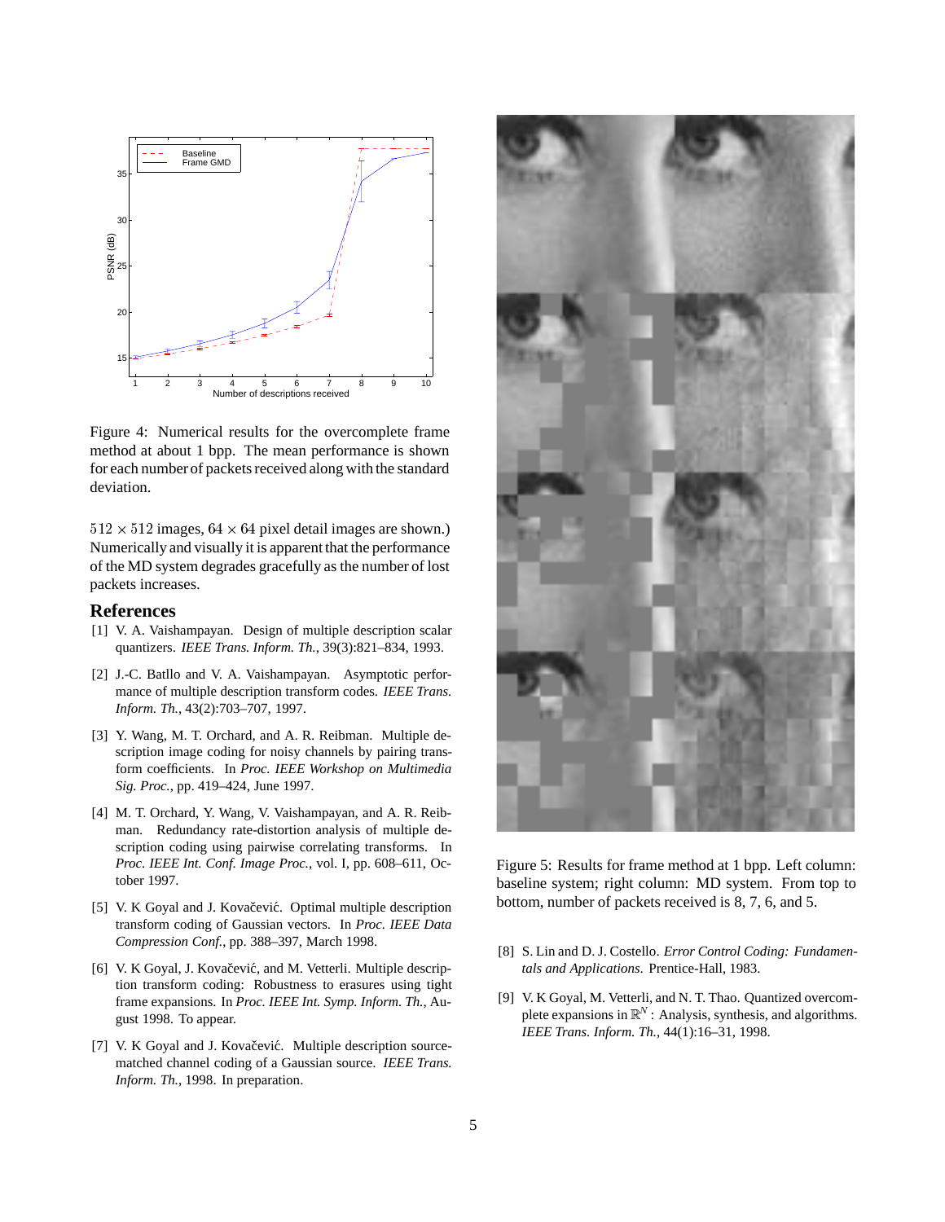Baseline
Frame GMD

PSNR (dB)

15
20
25
30
35

1 2 3 4 5 6 7 8 9 10

Number of descriptions received

Figure 4: Numerical results for the overcomplete frame method at about 1 bpp. The mean performance is shown for each number of packets received along with the standard deviation.

$512 \times 512$ images, $64 \times 64$ pixel detail images are shown.) Numerically and visually it is apparent that the performance of the MD system degrades gracefully as the number of lost packets increases.

## References

[1] V. A. Vaishampayan. Design of multiple description scalar quantizers. *IEEE Trans. Inform. Th.*, 39(3):821–834, 1993.

[2] J.-C. Batllo and V. A. Vaishampayan. Asymptotic performance of multiple description transform codes. *IEEE Trans. Inform. Th.*, 43(2):703–707, 1997.

[3] Y. Wang, M. T. Orchard, and A. R. Reibman. Multiple description image coding for noisy channels by pairing transform coefficients. In *Proc. IEEE Workshop on Multimedia Sig. Proc.*, pp. 419–424, June 1997.

[4] M. T. Orchard, Y. Wang, V. Vaishampayan, and A. R. Reibman. Redundancy rate-distortion analysis of multiple description coding using pairwise correlating transforms. In *Proc. IEEE Int. Conf. Image Proc.*, vol. I, pp. 608–611, October 1997.

[5] V. K Goyal and J. Kovačević. Optimal multiple description transform coding of Gaussian vectors. In *Proc. IEEE Data Compression Conf.*, pp. 388–397, March 1998.

[6] V. K Goyal, J. Kovačević, and M. Vetterli. Multiple description transform coding: Robustness to erasures using tight frame expansions. In *Proc. IEEE Int. Symp. Inform. Th.*, August 1998. To appear.

[7] V. K Goyal and J. Kovačević. Multiple description source-matched channel coding of a Gaussian source. *IEEE Trans. Inform. Th.*, 1998. In preparation.

Figure 5: Results for frame method at 1 bpp. Left column: baseline system; right column: MD system. From top to bottom, number of packets received is 8, 7, 6, and 5.

[8] S. Lin and D. J. Costello. *Error Control Coding: Fundamentals and Applications*. Prentice-Hall, 1983.

[9] V. K Goyal, M. Vetterli, and N. T. Thao. Quantized overcomplete expansions in $\mathbb{R}^N$: Analysis, synthesis, and algorithms. *IEEE Trans. Inform. Th.*, 44(1):16–31, 1998.